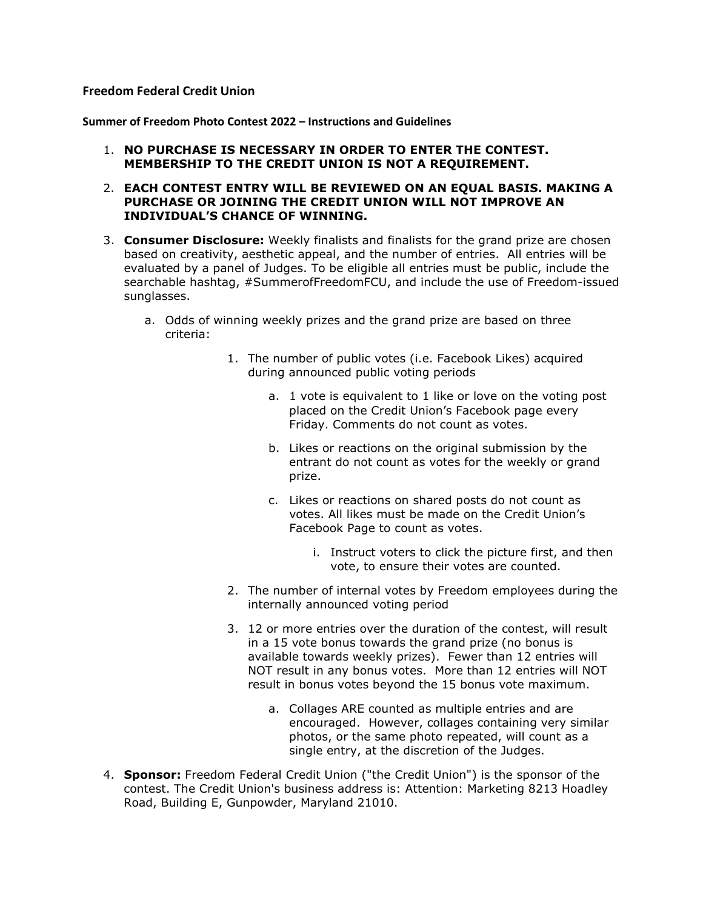## Freedom Federal Credit Union

### Summer of Freedom Photo Contest 2022 – Instructions and Guidelines

1. **NO PURCHASE IS NECESSARY IN ORDER TO ENTER THE CONTEST. MEMBERSHIP TO THE CREDIT UNION IS NOT A REQUIREMENT.**
2. **EACH CONTEST ENTRY WILL BE REVIEWED ON AN EQUAL BASIS. MAKING A PURCHASE OR JOINING THE CREDIT UNION WILL NOT IMPROVE AN INDIVIDUAL'S CHANCE OF WINNING.**
3. **Consumer Disclosure:** Weekly finalists and finalists for the grand prize are chosen based on creativity, aesthetic appeal, and the number of entries. All entries will be evaluated by a panel of Judges. To be eligible all entries must be public, include the searchable hashtag, #SummerofFreedomFCU, and include the use of Freedom-issued sunglasses.
   a. Odds of winning weekly prizes and the grand prize are based on three criteria:
      1. The number of public votes (i.e. Facebook Likes) acquired during announced public voting periods
         a. 1 vote is equivalent to 1 like or love on the voting post placed on the Credit Union's Facebook page every Friday. Comments do not count as votes.
         b. Likes or reactions on the original submission by the entrant do not count as votes for the weekly or grand prize.
         c. Likes or reactions on shared posts do not count as votes. All likes must be made on the Credit Union's Facebook Page to count as votes.
            i. Instruct voters to click the picture first, and then vote, to ensure their votes are counted.
      2. The number of internal votes by Freedom employees during the internally announced voting period
      3. 12 or more entries over the duration of the contest, will result in a 15 vote bonus towards the grand prize (no bonus is available towards weekly prizes). Fewer than 12 entries will NOT result in any bonus votes. More than 12 entries will NOT result in bonus votes beyond the 15 bonus vote maximum.
         a. Collages ARE counted as multiple entries and are encouraged. However, collages containing very similar photos, or the same photo repeated, will count as a single entry, at the discretion of the Judges.
4. **Sponsor:** Freedom Federal Credit Union ("the Credit Union") is the sponsor of the contest. The Credit Union's business address is: Attention: Marketing 8213 Hoadley Road, Building E, Gunpowder, Maryland 21010.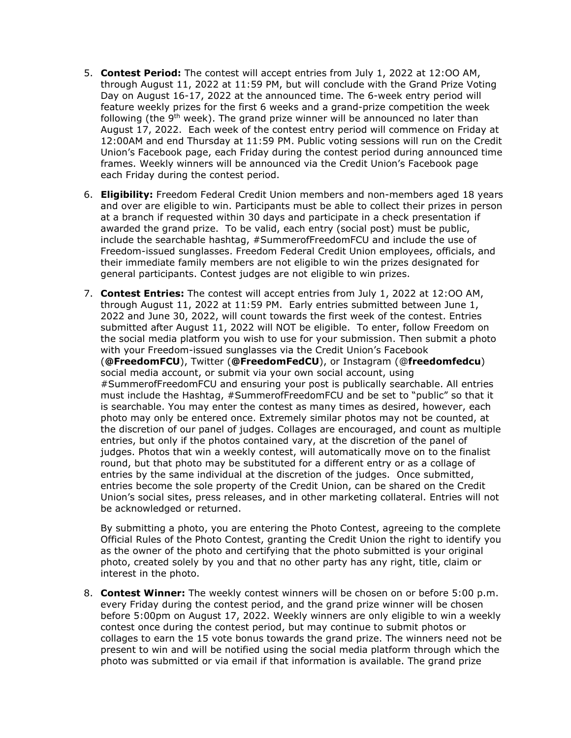5. **Contest Period:** The contest will accept entries from July 1, 2022 at 12:OO AM, through August 11, 2022 at 11:59 PM, but will conclude with the Grand Prize Voting Day on August 16-17, 2022 at the announced time. The 6-week entry period will feature weekly prizes for the first 6 weeks and a grand-prize competition the week following (the 9th week). The grand prize winner will be announced no later than August 17, 2022. Each week of the contest entry period will commence on Friday at 12:00AM and end Thursday at 11:59 PM. Public voting sessions will run on the Credit Union's Facebook page, each Friday during the contest period during announced time frames. Weekly winners will be announced via the Credit Union's Facebook page each Friday during the contest period.

6. **Eligibility:** Freedom Federal Credit Union members and non-members aged 18 years and over are eligible to win. Participants must be able to collect their prizes in person at a branch if requested within 30 days and participate in a check presentation if awarded the grand prize. To be valid, each entry (social post) must be public, include the searchable hashtag, #SummerofFreedomFCU and include the use of Freedom-issued sunglasses. Freedom Federal Credit Union employees, officials, and their immediate family members are not eligible to win the prizes designated for general participants. Contest judges are not eligible to win prizes.

7. **Contest Entries:** The contest will accept entries from July 1, 2022 at 12:OO AM, through August 11, 2022 at 11:59 PM. Early entries submitted between June 1, 2022 and June 30, 2022, will count towards the first week of the contest. Entries submitted after August 11, 2022 will NOT be eligible. To enter, follow Freedom on the social media platform you wish to use for your submission. Then submit a photo with your Freedom-issued sunglasses via the Credit Union's Facebook (**@FreedomFCU**), Twitter (**@FreedomFedCU**), or Instagram (@**freedomfedcu**) social media account, or submit via your own social account, using #SummerofFreedomFCU and ensuring your post is publically searchable. All entries must include the Hashtag, #SummerofFreedomFCU and be set to "public" so that it is searchable. You may enter the contest as many times as desired, however, each photo may only be entered once. Extremely similar photos may not be counted, at the discretion of our panel of judges. Collages are encouraged, and count as multiple entries, but only if the photos contained vary, at the discretion of the panel of judges. Photos that win a weekly contest, will automatically move on to the finalist round, but that photo may be substituted for a different entry or as a collage of entries by the same individual at the discretion of the judges. Once submitted, entries become the sole property of the Credit Union, can be shared on the Credit Union's social sites, press releases, and in other marketing collateral. Entries will not be acknowledged or returned.

   By submitting a photo, you are entering the Photo Contest, agreeing to the complete Official Rules of the Photo Contest, granting the Credit Union the right to identify you as the owner of the photo and certifying that the photo submitted is your original photo, created solely by you and that no other party has any right, title, claim or interest in the photo.

8. **Contest Winner:** The weekly contest winners will be chosen on or before 5:00 p.m. every Friday during the contest period, and the grand prize winner will be chosen before 5:00pm on August 17, 2022. Weekly winners are only eligible to win a weekly contest once during the contest period, but may continue to submit photos or collages to earn the 15 vote bonus towards the grand prize. The winners need not be present to win and will be notified using the social media platform through which the photo was submitted or via email if that information is available. The grand prize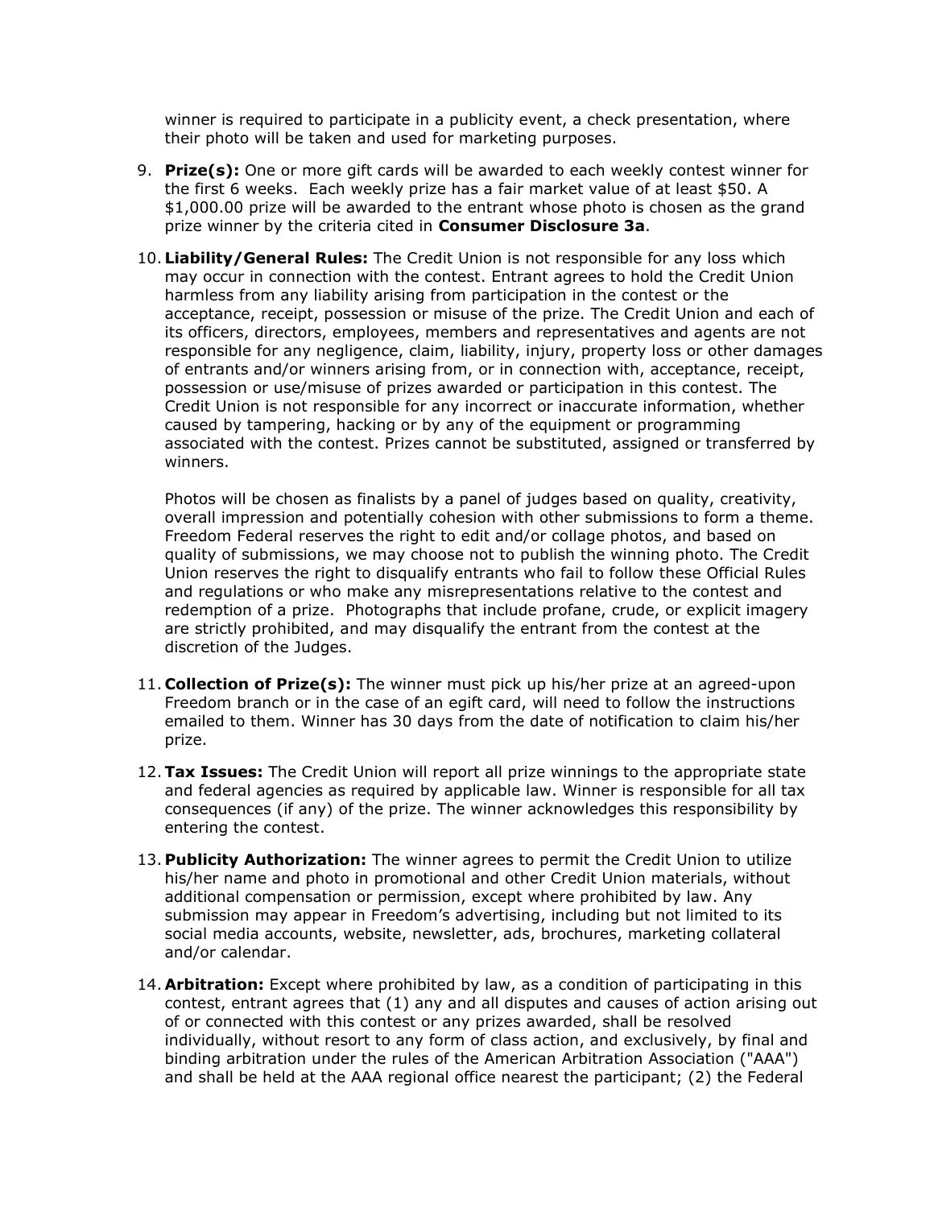winner is required to participate in a publicity event, a check presentation, where their photo will be taken and used for marketing purposes.

9. **Prize(s):** One or more gift cards will be awarded to each weekly contest winner for the first 6 weeks. Each weekly prize has a fair market value of at least $50. A $1,000.00 prize will be awarded to the entrant whose photo is chosen as the grand prize winner by the criteria cited in **Consumer Disclosure 3a**.

10. **Liability/General Rules:** The Credit Union is not responsible for any loss which may occur in connection with the contest. Entrant agrees to hold the Credit Union harmless from any liability arising from participation in the contest or the acceptance, receipt, possession or misuse of the prize. The Credit Union and each of its officers, directors, employees, members and representatives and agents are not responsible for any negligence, claim, liability, injury, property loss or other damages of entrants and/or winners arising from, or in connection with, acceptance, receipt, possession or use/misuse of prizes awarded or participation in this contest. The Credit Union is not responsible for any incorrect or inaccurate information, whether caused by tampering, hacking or by any of the equipment or programming associated with the contest. Prizes cannot be substituted, assigned or transferred by winners.

    Photos will be chosen as finalists by a panel of judges based on quality, creativity, overall impression and potentially cohesion with other submissions to form a theme. Freedom Federal reserves the right to edit and/or collage photos, and based on quality of submissions, we may choose not to publish the winning photo. The Credit Union reserves the right to disqualify entrants who fail to follow these Official Rules and regulations or who make any misrepresentations relative to the contest and redemption of a prize. Photographs that include profane, crude, or explicit imagery are strictly prohibited, and may disqualify the entrant from the contest at the discretion of the Judges.

11. **Collection of Prize(s):** The winner must pick up his/her prize at an agreed-upon Freedom branch or in the case of an egift card, will need to follow the instructions emailed to them. Winner has 30 days from the date of notification to claim his/her prize.

12. **Tax Issues:** The Credit Union will report all prize winnings to the appropriate state and federal agencies as required by applicable law. Winner is responsible for all tax consequences (if any) of the prize. The winner acknowledges this responsibility by entering the contest.

13. **Publicity Authorization:** The winner agrees to permit the Credit Union to utilize his/her name and photo in promotional and other Credit Union materials, without additional compensation or permission, except where prohibited by law. Any submission may appear in Freedom's advertising, including but not limited to its social media accounts, website, newsletter, ads, brochures, marketing collateral and/or calendar.

14. **Arbitration:** Except where prohibited by law, as a condition of participating in this contest, entrant agrees that (1) any and all disputes and causes of action arising out of or connected with this contest or any prizes awarded, shall be resolved individually, without resort to any form of class action, and exclusively, by final and binding arbitration under the rules of the American Arbitration Association ("AAA") and shall be held at the AAA regional office nearest the participant; (2) the Federal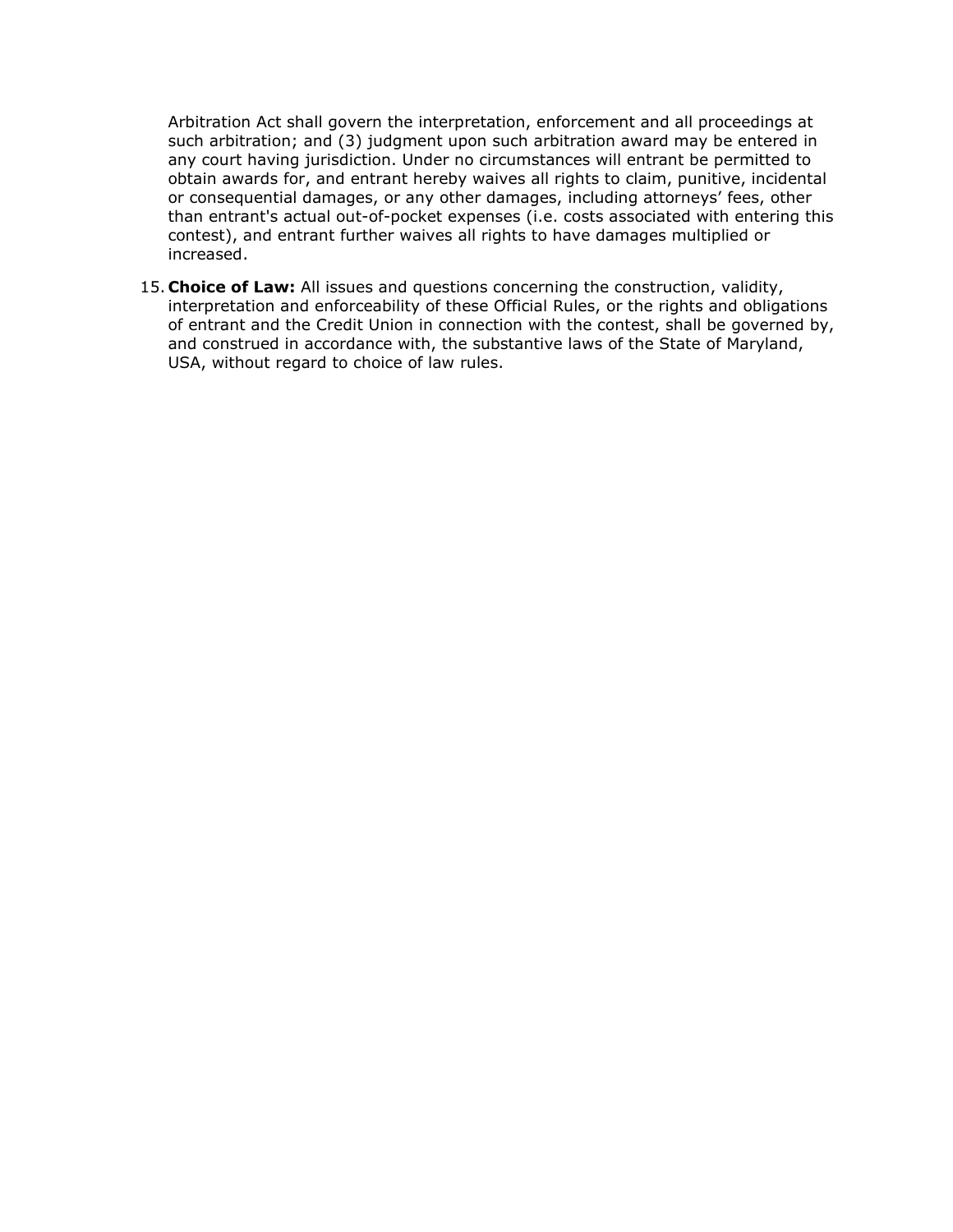Arbitration Act shall govern the interpretation, enforcement and all proceedings at such arbitration; and (3) judgment upon such arbitration award may be entered in any court having jurisdiction. Under no circumstances will entrant be permitted to obtain awards for, and entrant hereby waives all rights to claim, punitive, incidental or consequential damages, or any other damages, including attorneys' fees, other than entrant's actual out-of-pocket expenses (i.e. costs associated with entering this contest), and entrant further waives all rights to have damages multiplied or increased.

15. **Choice of Law:** All issues and questions concerning the construction, validity, interpretation and enforceability of these Official Rules, or the rights and obligations of entrant and the Credit Union in connection with the contest, shall be governed by, and construed in accordance with, the substantive laws of the State of Maryland, USA, without regard to choice of law rules.